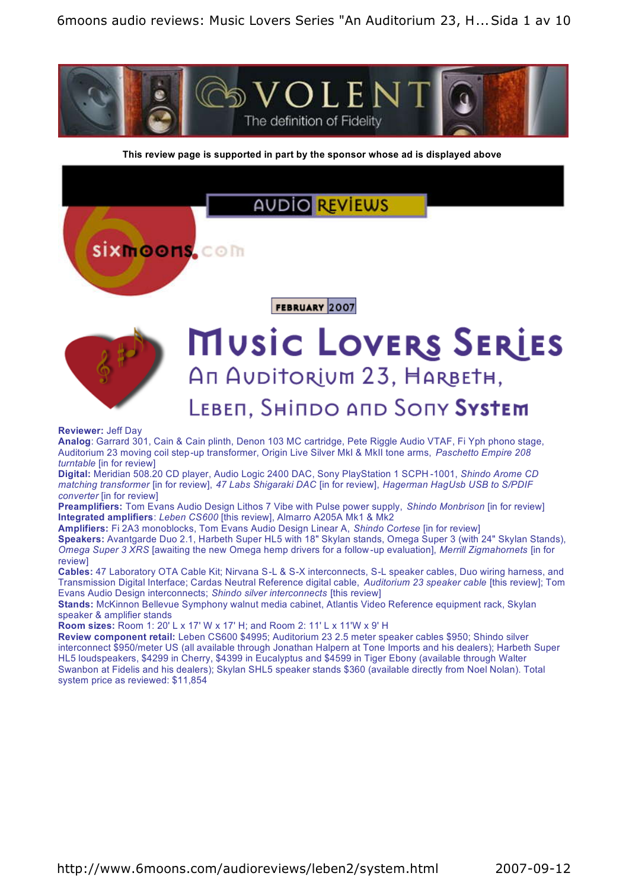This review page is supported in part by the sponsor whose ad is displayed above

FEBRUARY 2007

# Music Lovers Series

## An Auditorium 23, Harbeth, Leben, Shindo and Sony System

**Reviewer:** Jeff Day
**Analog**: Garrard 301, Cain & Cain plinth, Denon 103 MC cartridge, Pete Riggle Audio VTAF, Fi Yph phono stage, Auditorium 23 moving coil step-up transformer, Origin Live Silver MkI & MkII tone arms, *Paschetto Empire 208 turntable* [in for review]
**Digital:** Meridian 508.20 CD player, Audio Logic 2400 DAC, Sony PlayStation 1 SCPH-1001, *Shindo Arome CD matching transformer* [in for review], *47 Labs Shigaraki DAC* [in for review], *Hagerman HagUsb USB to S/PDIF converter* [in for review]
**Preamplifiers:** Tom Evans Audio Design Lithos 7 Vibe with Pulse power supply, *Shindo Monbrison* [in for review]
**Integrated amplifiers**: *Leben CS600* [this review], Almarro A205A Mk1 & Mk2
**Amplifiers:** Fi 2A3 monoblocks, Tom Evans Audio Design Linear A, *Shindo Cortese* [in for review]
**Speakers:** Avantgarde Duo 2.1, Harbeth Super HL5 with 18" Skylan stands, Omega Super 3 (with 24" Skylan Stands), *Omega Super 3 XRS* [awaiting the new Omega hemp drivers for a follow-up evaluation], *Merrill Zigmahornets* [in for review]
**Cables:** 47 Laboratory OTA Cable Kit; Nirvana S-L & S-X interconnects, S-L speaker cables, Duo wiring harness, and Transmission Digital Interface; Cardas Neutral Reference digital cable, *Auditorium 23 speaker cable* [this review]; Tom Evans Audio Design interconnects; *Shindo silver interconnects* [this review]
**Stands:** McKinnon Bellevue Symphony walnut media cabinet, Atlantis Video Reference equipment rack, Skylan speaker & amplifier stands
**Room sizes:** Room 1: 20' L x 17' W x 17' H; and Room 2: 11' L x 11'W x 9' H
**Review component retail:** Leben CS600 $4995; Auditorium 23 2.5 meter speaker cables $950; Shindo silver interconnect $950/meter US (all available through Jonathan Halpern at Tone Imports and his dealers); Harbeth Super HL5 loudspeakers, $4299 in Cherry, $4399 in Eucalyptus and $4599 in Tiger Ebony (available through Walter Swanbon at Fidelis and his dealers); Skylan SHL5 speaker stands $360 (available directly from Noel Nolan). Total system price as reviewed: $11,854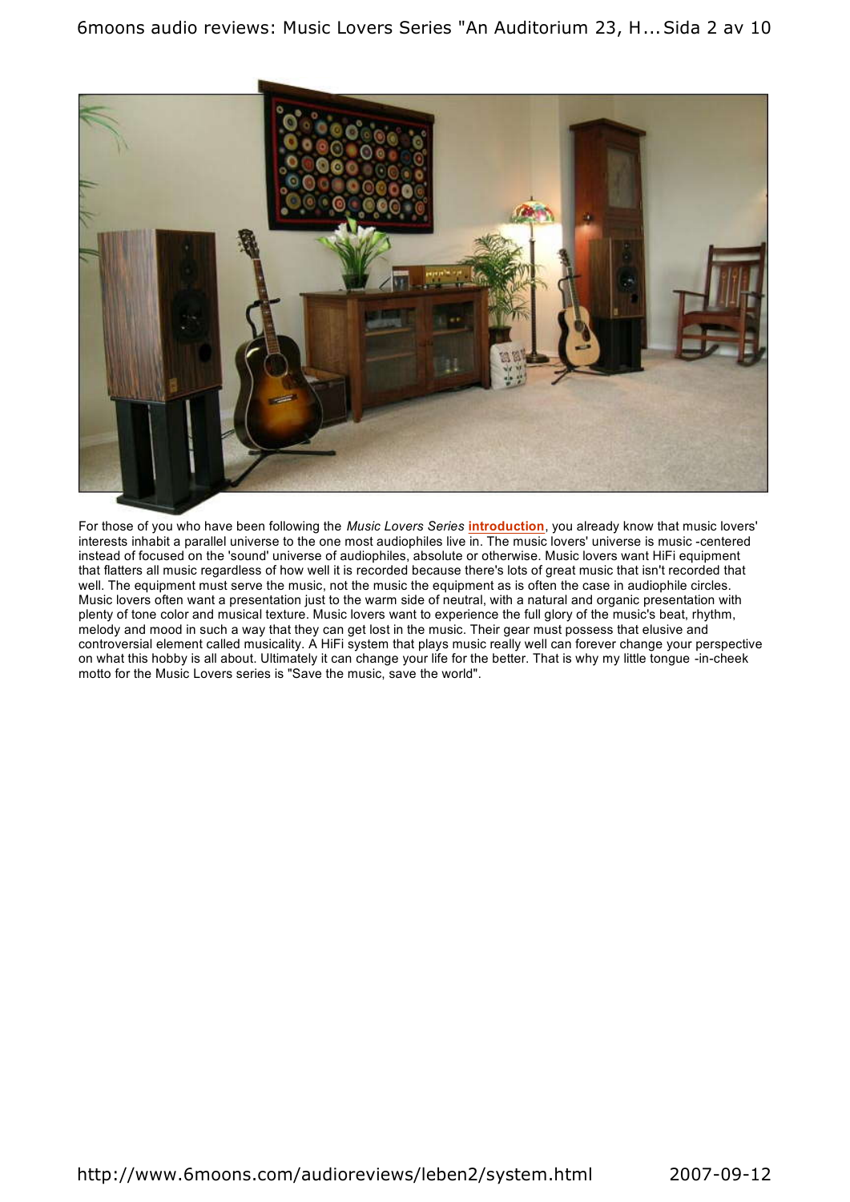For those of you who have been following the *Music Lovers Series* **introduction**, you already know that music lovers' interests inhabit a parallel universe to the one most audiophiles live in. The music lovers' universe is music -centered instead of focused on the 'sound' universe of audiophiles, absolute or otherwise. Music lovers want HiFi equipment that flatters all music regardless of how well it is recorded because there's lots of great music that isn't recorded that well. The equipment must serve the music, not the music the equipment as is often the case in audiophile circles. Music lovers often want a presentation just to the warm side of neutral, with a natural and organic presentation with plenty of tone color and musical texture. Music lovers want to experience the full glory of the music's beat, rhythm, melody and mood in such a way that they can get lost in the music. Their gear must possess that elusive and controversial element called musicality. A HiFi system that plays music really well can forever change your perspective on what this hobby is all about. Ultimately it can change your life for the better. That is why my little tongue -in-cheek motto for the Music Lovers series is "Save the music, save the world".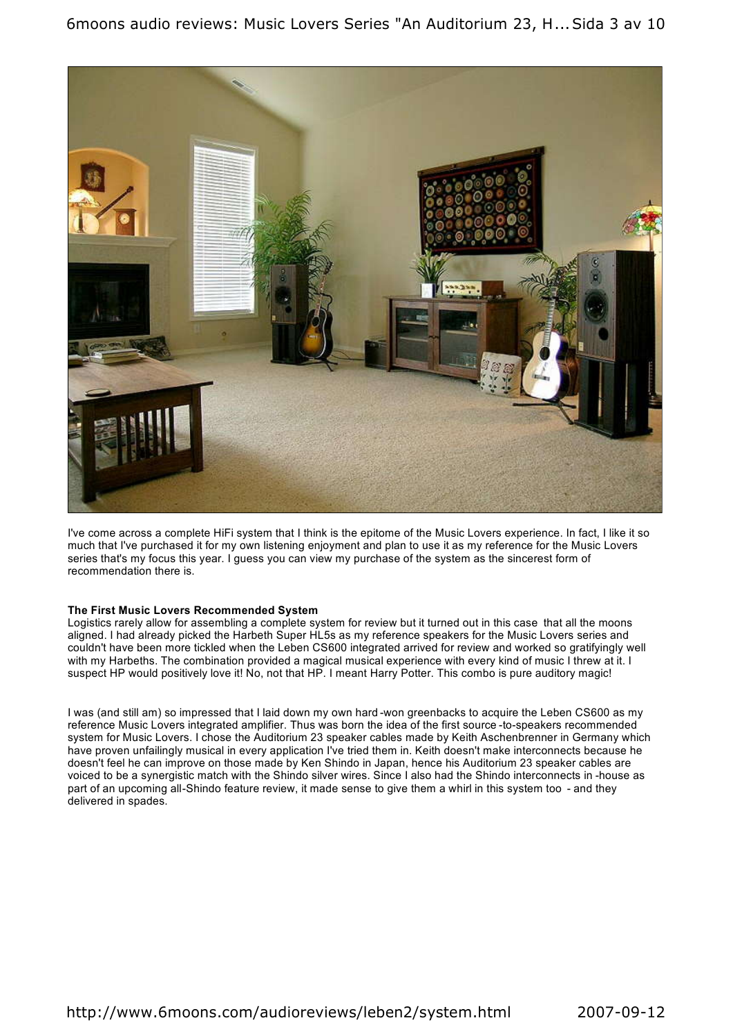I've come across a complete HiFi system that I think is the epitome of the Music Lovers experience. In fact, I like it so much that I've purchased it for my own listening enjoyment and plan to use it as my reference for the Music Lovers series that's my focus this year. I guess you can view my purchase of the system as the sincerest form of recommendation there is.

**The First Music Lovers Recommended System**

Logistics rarely allow for assembling a complete system for review but it turned out in this case that all the moons aligned. I had already picked the Harbeth Super HL5s as my reference speakers for the Music Lovers series and couldn't have been more tickled when the Leben CS600 integrated arrived for review and worked so gratifyingly well with my Harbeths. The combination provided a magical musical experience with every kind of music I threw at it. I suspect HP would positively love it! No, not that HP. I meant Harry Potter. This combo is pure auditory magic!

I was (and still am) so impressed that I laid down my own hard-won greenbacks to acquire the Leben CS600 as my reference Music Lovers integrated amplifier. Thus was born the idea of the first source-to-speakers recommended system for Music Lovers. I chose the Auditorium 23 speaker cables made by Keith Aschenbrenner in Germany which have proven unfailingly musical in every application I've tried them in. Keith doesn't make interconnects because he doesn't feel he can improve on those made by Ken Shindo in Japan, hence his Auditorium 23 speaker cables are voiced to be a synergistic match with the Shindo silver wires. Since I also had the Shindo interconnects in-house as part of an upcoming all-Shindo feature review, it made sense to give them a whirl in this system too - and they delivered in spades.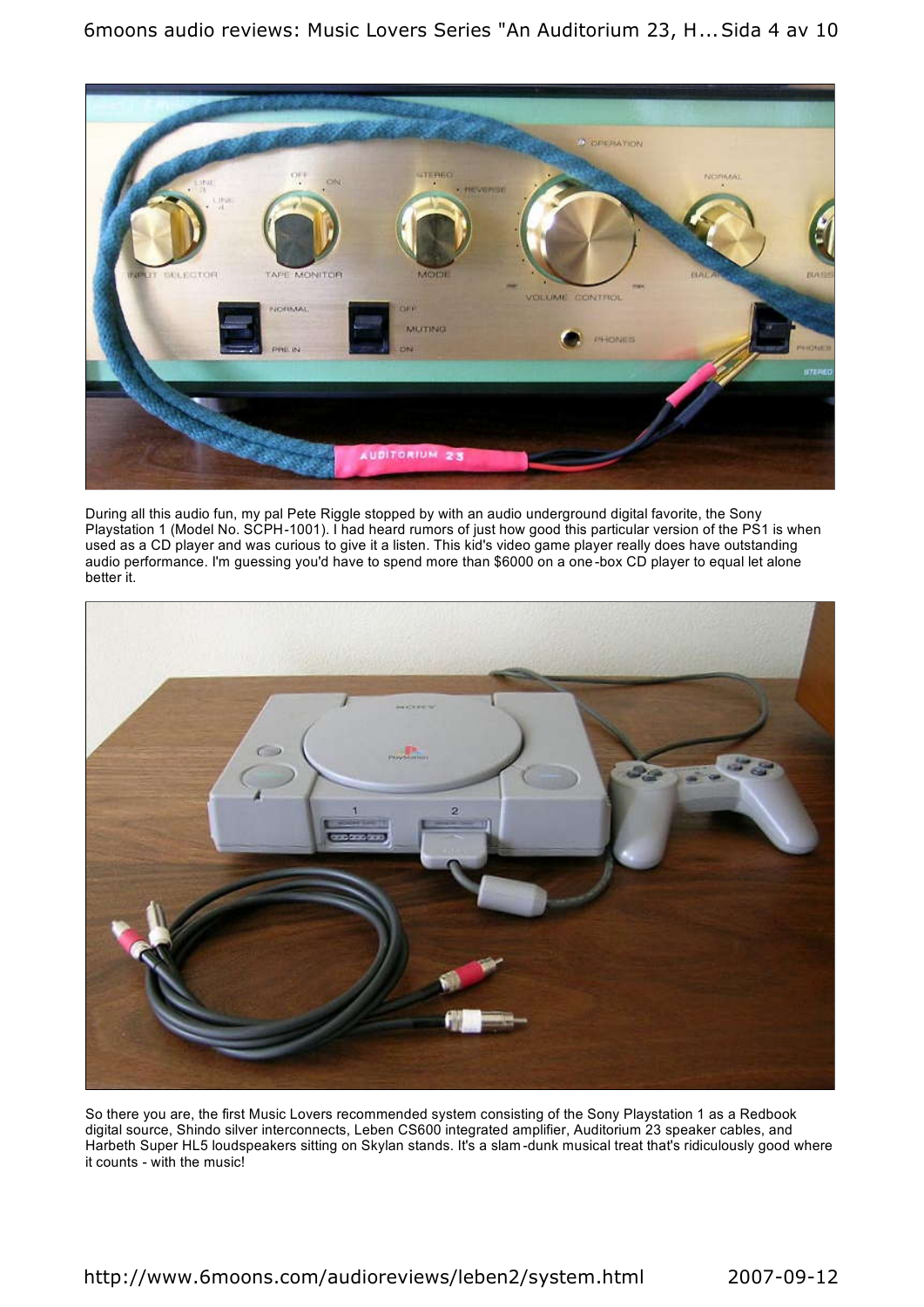During all this audio fun, my pal Pete Riggle stopped by with an audio underground digital favorite, the Sony Playstation 1 (Model No. SCPH-1001). I had heard rumors of just how good this particular version of the PS1 is when used as a CD player and was curious to give it a listen. This kid's video game player really does have outstanding audio performance. I'm guessing you'd have to spend more than $6000 on a one-box CD player to equal let alone better it.

So there you are, the first Music Lovers recommended system consisting of the Sony Playstation 1 as a Redbook digital source, Shindo silver interconnects, Leben CS600 integrated amplifier, Auditorium 23 speaker cables, and Harbeth Super HL5 loudspeakers sitting on Skylan stands. It's a slam-dunk musical treat that's ridiculously good where it counts - with the music!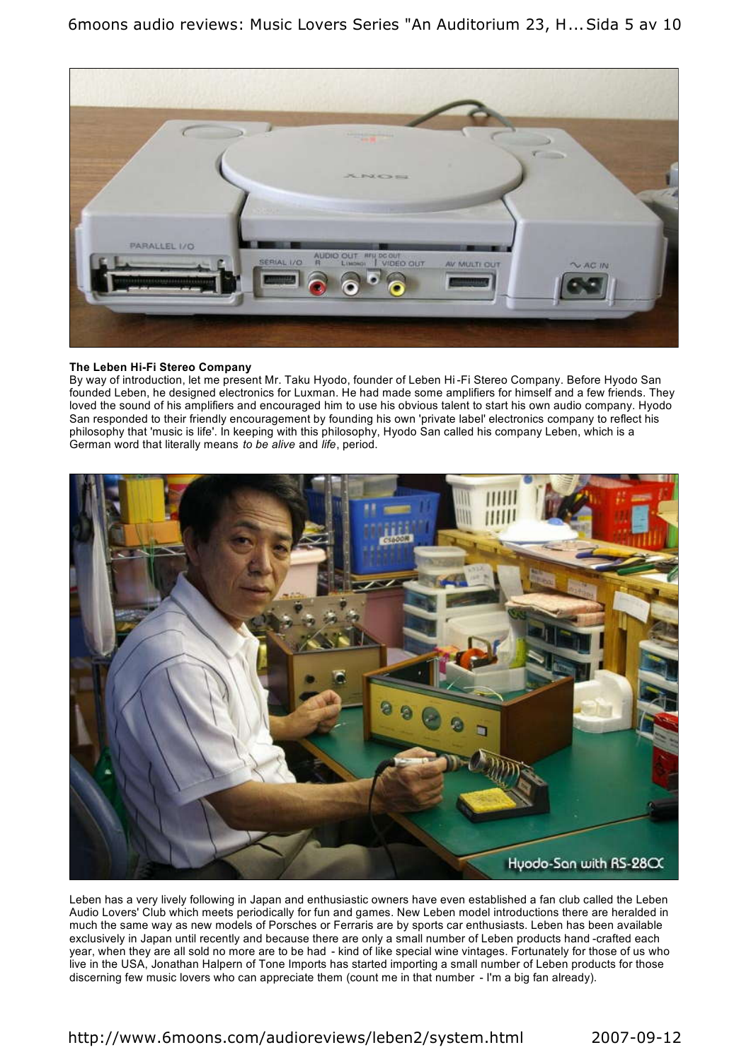**The Leben Hi-Fi Stereo Company**

By way of introduction, let me present Mr. Taku Hyodo, founder of Leben Hi-Fi Stereo Company. Before Hyodo San founded Leben, he designed electronics for Luxman. He had made some amplifiers for himself and a few friends. They loved the sound of his amplifiers and encouraged him to use his obvious talent to start his own audio company. Hyodo San responded to their friendly encouragement by founding his own 'private label' electronics company to reflect his philosophy that 'music is life'. In keeping with this philosophy, Hyodo San called his company Leben, which is a German word that literally means *to be alive* and *life*, period.

Hyodo-San with RS-28CX

Leben has a very lively following in Japan and enthusiastic owners have even established a fan club called the Leben Audio Lovers' Club which meets periodically for fun and games. New Leben model introductions there are heralded in much the same way as new models of Porsches or Ferraris are by sports car enthusiasts. Leben has been available exclusively in Japan until recently and because there are only a small number of Leben products hand-crafted each year, when they are all sold no more are to be had - kind of like special wine vintages. Fortunately for those of us who live in the USA, Jonathan Halpern of Tone Imports has started importing a small number of Leben products for those discerning few music lovers who can appreciate them (count me in that number - I'm a big fan already).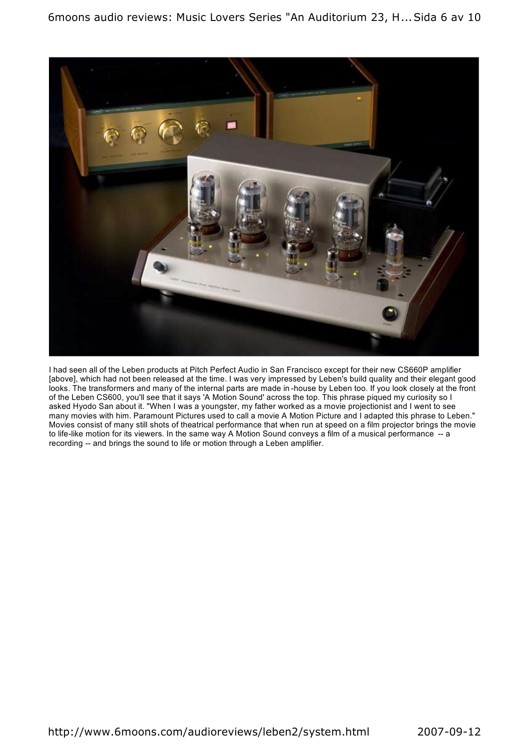I had seen all of the Leben products at Pitch Perfect Audio in San Francisco except for their new CS660P amplifier [above], which had not been released at the time. I was very impressed by Leben's build quality and their elegant good looks. The transformers and many of the internal parts are made in -house by Leben too. If you look closely at the front of the Leben CS600, you'll see that it says 'A Motion Sound' across the top. This phrase piqued my curiosity so I asked Hyodo San about it. "When I was a youngster, my father worked as a movie projectionist and I went to see many movies with him. Paramount Pictures used to call a movie A Motion Picture and I adapted this phrase to Leben." Movies consist of many still shots of theatrical performance that when run at speed on a film projector brings the movie to life-like motion for its viewers. In the same way A Motion Sound conveys a film of a musical performance -- a recording -- and brings the sound to life or motion through a Leben amplifier.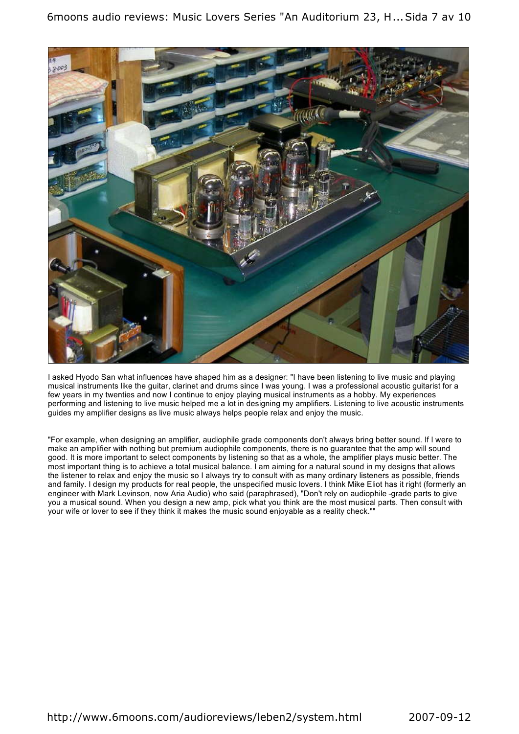I asked Hyodo San what influences have shaped him as a designer: "I have been listening to live music and playing musical instruments like the guitar, clarinet and drums since I was young. I was a professional acoustic guitarist for a few years in my twenties and now I continue to enjoy playing musical instruments as a hobby. My experiences performing and listening to live music helped me a lot in designing my amplifiers. Listening to live acoustic instruments guides my amplifier designs as live music always helps people relax and enjoy the music.

"For example, when designing an amplifier, audiophile grade components don't always bring better sound. If I were to make an amplifier with nothing but premium audiophile components, there is no guarantee that the amp will sound good. It is more important to select components by listening so that as a whole, the amplifier plays music better. The most important thing is to achieve a total musical balance. I am aiming for a natural sound in my designs that allows the listener to relax and enjoy the music so I always try to consult with as many ordinary listeners as possible, friends and family. I design my products for real people, the unspecified music lovers. I think Mike Eliot has it right (formerly an engineer with Mark Levinson, now Aria Audio) who said (paraphrased), "Don't rely on audiophile -grade parts to give you a musical sound. When you design a new amp, pick what you think are the most musical parts. Then consult with your wife or lover to see if they think it makes the music sound enjoyable as a reality check.""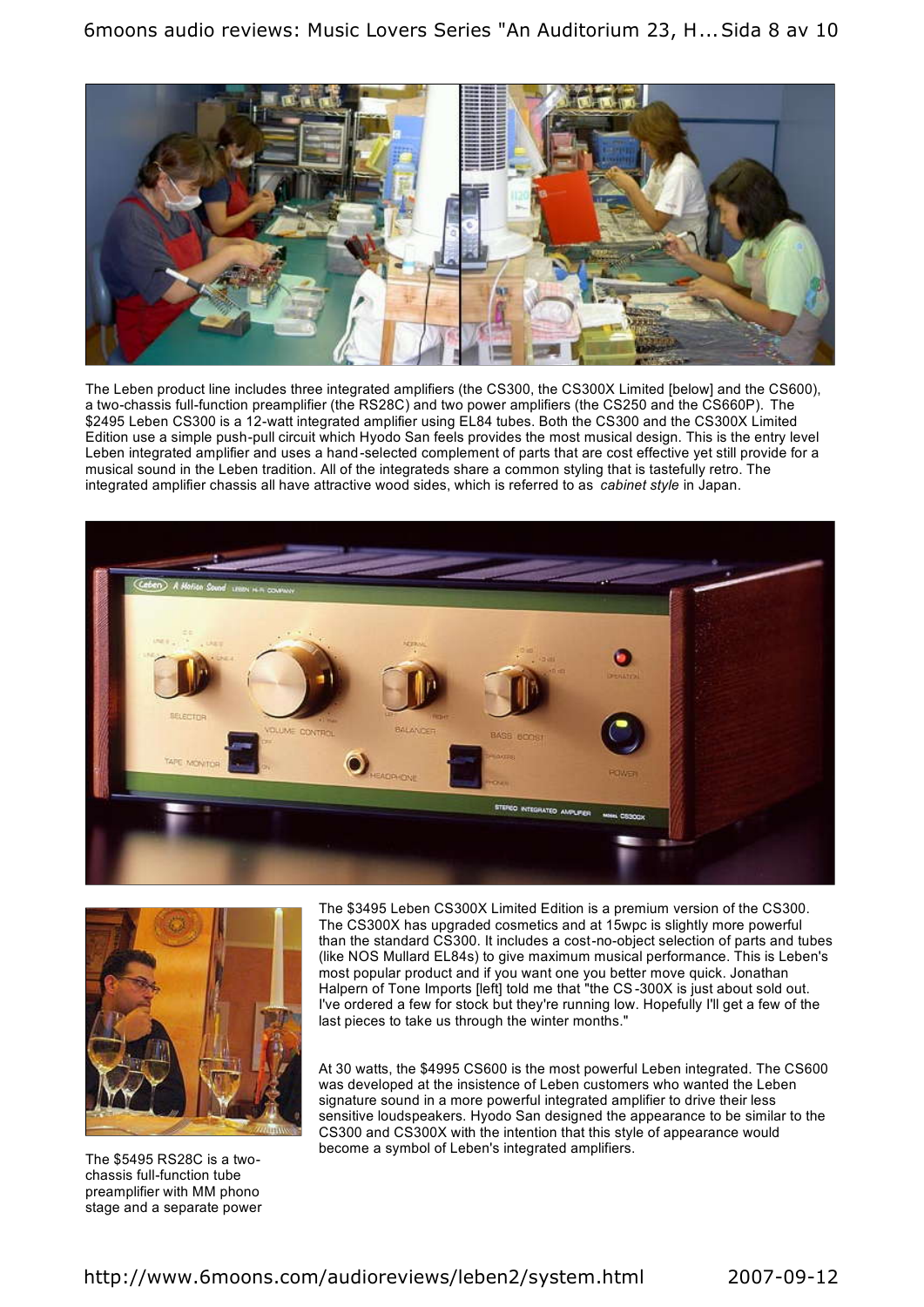The Leben product line includes three integrated amplifiers (the CS300, the CS300X Limited [below] and the CS600), a two-chassis full-function preamplifier (the RS28C) and two power amplifiers (the CS250 and the CS660P). The $2495 Leben CS300 is a 12-watt integrated amplifier using EL84 tubes. Both the CS300 and the CS300X Limited Edition use a simple push-pull circuit which Hyodo San feels provides the most musical design. This is the entry level Leben integrated amplifier and uses a hand-selected complement of parts that are cost effective yet still provide for a musical sound in the Leben tradition. All of the integrateds share a common styling that is tastefully retro. The integrated amplifier chassis all have attractive wood sides, which is referred to as *cabinet style* in Japan.

The $3495 Leben CS300X Limited Edition is a premium version of the CS300. The CS300X has upgraded cosmetics and at 15wpc is slightly more powerful than the standard CS300. It includes a cost-no-object selection of parts and tubes (like NOS Mullard EL84s) to give maximum musical performance. This is Leben's most popular product and if you want one you better move quick. Jonathan Halpern of Tone Imports [left] told me that "the CS-300X is just about sold out. I've ordered a few for stock but they're running low. Hopefully I'll get a few of the last pieces to take us through the winter months."

At 30 watts, the $4995 CS600 is the most powerful Leben integrated. The CS600 was developed at the insistence of Leben customers who wanted the Leben signature sound in a more powerful integrated amplifier to drive their less sensitive loudspeakers. Hyodo San designed the appearance to be similar to the CS300 and CS300X with the intention that this style of appearance would become a symbol of Leben's integrated amplifiers.

The $5495 RS28C is a two-chassis full-function tube preamplifier with MM phono stage and a separate power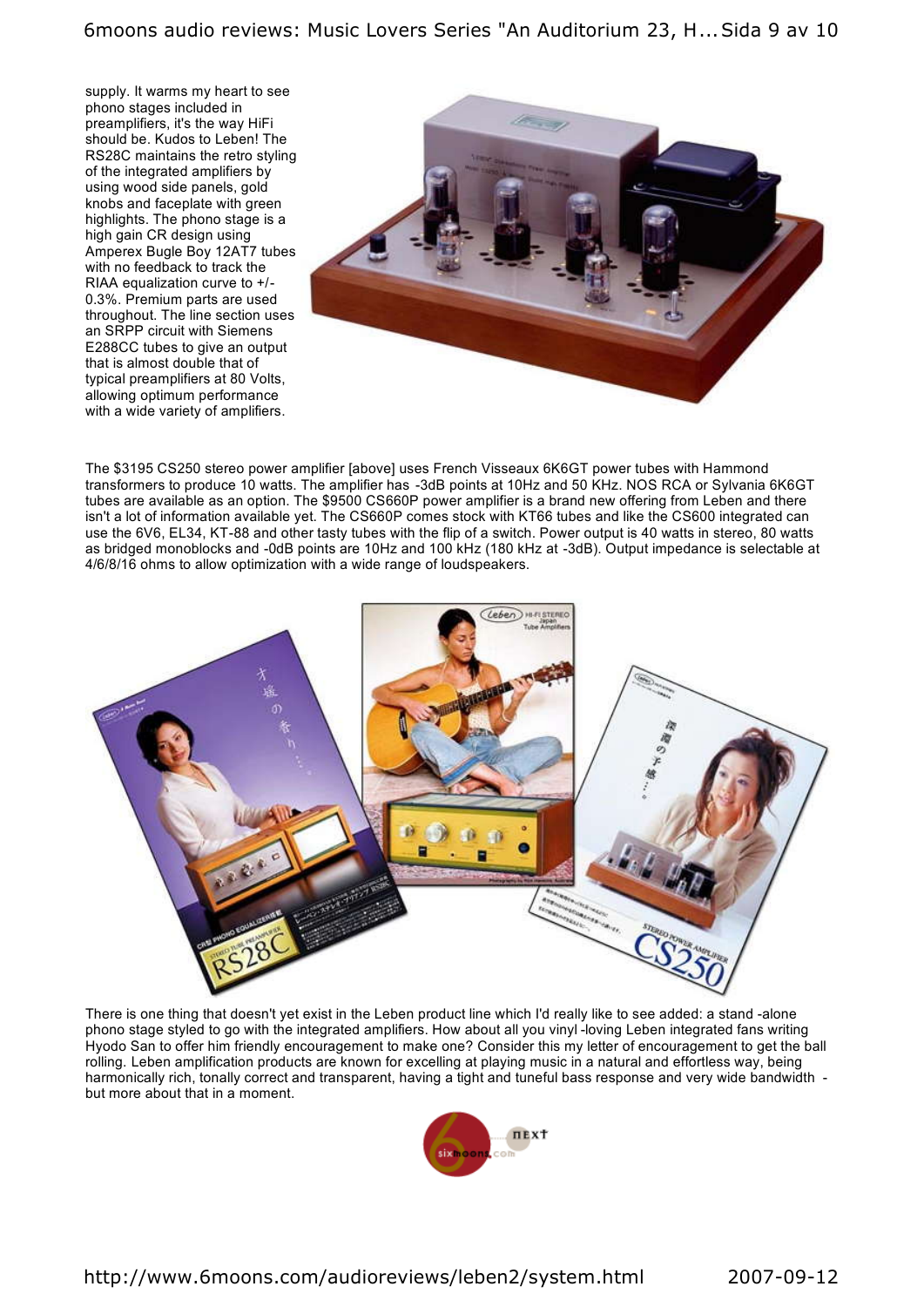supply. It warms my heart to see phono stages included in preamplifiers, it's the way HiFi should be. Kudos to Leben! The RS28C maintains the retro styling of the integrated amplifiers by using wood side panels, gold knobs and faceplate with green highlights. The phono stage is a high gain CR design using Amperex Bugle Boy 12AT7 tubes with no feedback to track the RIAA equalization curve to +/- 0.3%. Premium parts are used throughout. The line section uses an SRPP circuit with Siemens E288CC tubes to give an output that is almost double that of typical preamplifiers at 80 Volts, allowing optimum performance with a wide variety of amplifiers.

The $3195 CS250 stereo power amplifier [above] uses French Visseaux 6K6GT power tubes with Hammond transformers to produce 10 watts. The amplifier has -3dB points at 10Hz and 50 KHz. NOS RCA or Sylvania 6K6GT tubes are available as an option. The $9500 CS660P power amplifier is a brand new offering from Leben and there isn't a lot of information available yet. The CS660P comes stock with KT66 tubes and like the CS600 integrated can use the 6V6, EL34, KT-88 and other tasty tubes with the flip of a switch. Power output is 40 watts in stereo, 80 watts as bridged monoblocks and -0dB points are 10Hz and 100 kHz (180 kHz at -3dB). Output impedance is selectable at 4/6/8/16 ohms to allow optimization with a wide range of loudspeakers.

There is one thing that doesn't yet exist in the Leben product line which I'd really like to see added: a stand -alone phono stage styled to go with the integrated amplifiers. How about all you vinyl -loving Leben integrated fans writing Hyodo San to offer him friendly encouragement to make one? Consider this my letter of encouragement to get the ball rolling. Leben amplification products are known for excelling at playing music in a natural and effortless way, being harmonically rich, tonally correct and transparent, having a tight and tuneful bass response and very wide bandwidth - but more about that in a moment.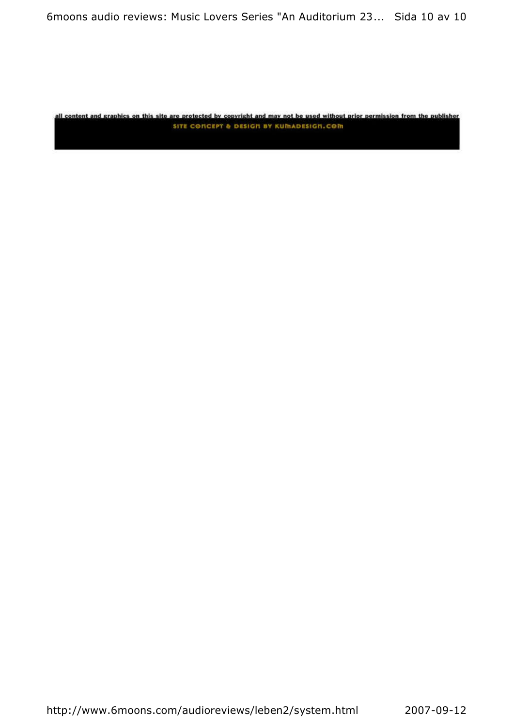all content and graphics on this site are protected by copyright and may not be used without prior permission from the publisher

SITE CONCEPT & DESIGN BY KUMADESIGN.COM